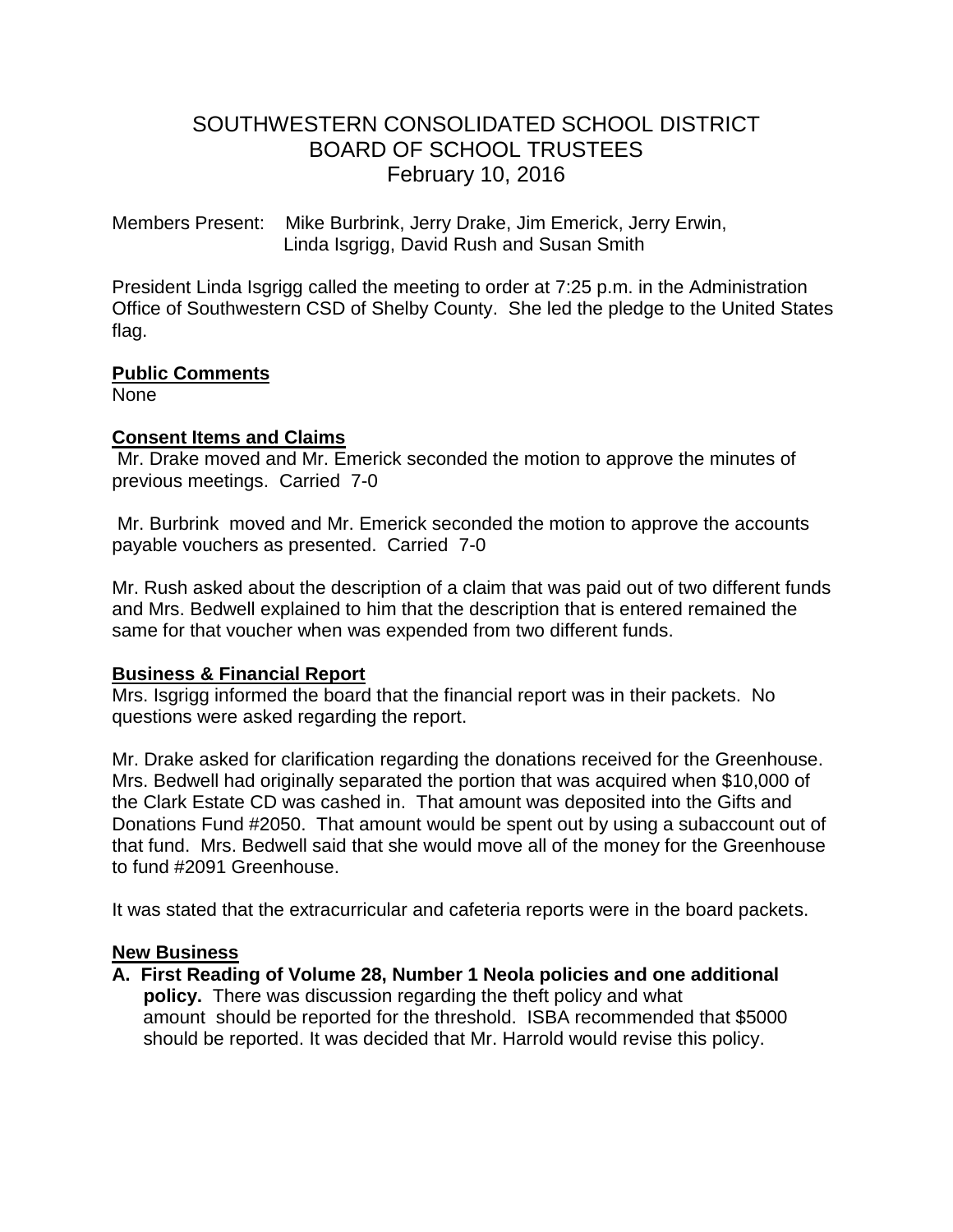# SOUTHWESTERN CONSOLIDATED SCHOOL DISTRICT
## BOARD OF SCHOOL TRUSTEES
### February 10, 2016

Members Present: Mike Burbrink, Jerry Drake, Jim Emerick, Jerry Erwin, Linda Isgrigg, David Rush and Susan Smith

President Linda Isgrigg called the meeting to order at 7:25 p.m. in the Administration Office of Southwestern CSD of Shelby County. She led the pledge to the United States flag.

**Public Comments**

None

**Consent Items and Claims**

Mr. Drake moved and Mr. Emerick seconded the motion to approve the minutes of previous meetings. Carried 7-0

Mr. Burbrink moved and Mr. Emerick seconded the motion to approve the accounts payable vouchers as presented. Carried 7-0

Mr. Rush asked about the description of a claim that was paid out of two different funds and Mrs. Bedwell explained to him that the description that is entered remained the same for that voucher when was expended from two different funds.

**Business & Financial Report**

Mrs. Isgrigg informed the board that the financial report was in their packets. No questions were asked regarding the report.

Mr. Drake asked for clarification regarding the donations received for the Greenhouse. Mrs. Bedwell had originally separated the portion that was acquired when $10,000 of the Clark Estate CD was cashed in. That amount was deposited into the Gifts and Donations Fund #2050. That amount would be spent out by using a subaccount out of that fund. Mrs. Bedwell said that she would move all of the money for the Greenhouse to fund #2091 Greenhouse.

It was stated that the extracurricular and cafeteria reports were in the board packets.

**New Business**

**A. First Reading of Volume 28, Number 1 Neola policies and one additional policy.** There was discussion regarding the theft policy and what amount should be reported for the threshold. ISBA recommended that $5000 should be reported. It was decided that Mr. Harrold would revise this policy.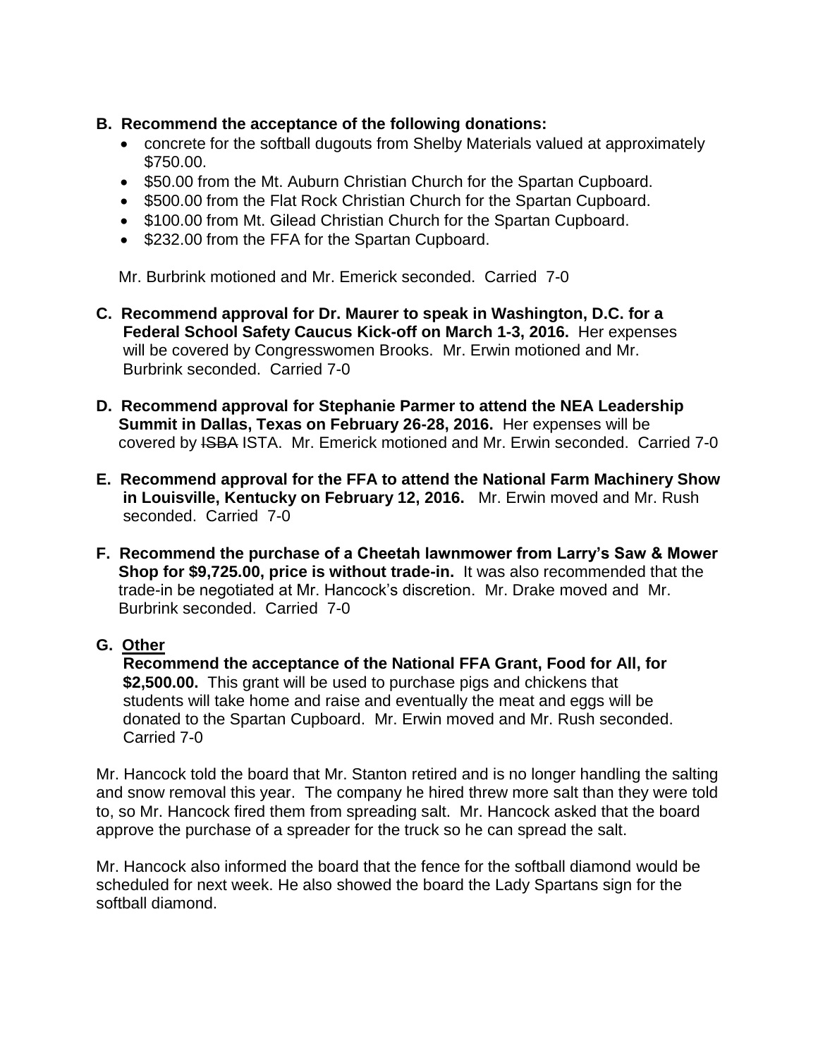**B. Recommend the acceptance of the following donations:**

- concrete for the softball dugouts from Shelby Materials valued at approximately $750.00.
- $50.00 from the Mt. Auburn Christian Church for the Spartan Cupboard.
- $500.00 from the Flat Rock Christian Church for the Spartan Cupboard.
- $100.00 from Mt. Gilead Christian Church for the Spartan Cupboard.
- $232.00 from the FFA for the Spartan Cupboard.

Mr. Burbrink motioned and Mr. Emerick seconded. Carried 7-0

**C. Recommend approval for Dr. Maurer to speak in Washington, D.C. for a Federal School Safety Caucus Kick-off on March 1-3, 2016.** Her expenses will be covered by Congresswomen Brooks. Mr. Erwin motioned and Mr. Burbrink seconded. Carried 7-0

**D. Recommend approval for Stephanie Parmer to attend the NEA Leadership Summit in Dallas, Texas on February 26-28, 2016.** Her expenses will be covered by ~~ISBA~~ ISTA. Mr. Emerick motioned and Mr. Erwin seconded. Carried 7-0

**E. Recommend approval for the FFA to attend the National Farm Machinery Show in Louisville, Kentucky on February 12, 2016.** Mr. Erwin moved and Mr. Rush seconded. Carried 7-0

**F. Recommend the purchase of a Cheetah lawnmower from Larry's Saw & Mower Shop for $9,725.00, price is without trade-in.** It was also recommended that the trade-in be negotiated at Mr. Hancock's discretion. Mr. Drake moved and Mr. Burbrink seconded. Carried 7-0

**G. <u>Other</u>**

**Recommend the acceptance of the National FFA Grant, Food for All, for $2,500.00.** This grant will be used to purchase pigs and chickens that students will take home and raise and eventually the meat and eggs will be donated to the Spartan Cupboard. Mr. Erwin moved and Mr. Rush seconded. Carried 7-0

Mr. Hancock told the board that Mr. Stanton retired and is no longer handling the salting and snow removal this year. The company he hired threw more salt than they were told to, so Mr. Hancock fired them from spreading salt. Mr. Hancock asked that the board approve the purchase of a spreader for the truck so he can spread the salt.

Mr. Hancock also informed the board that the fence for the softball diamond would be scheduled for next week. He also showed the board the Lady Spartans sign for the softball diamond.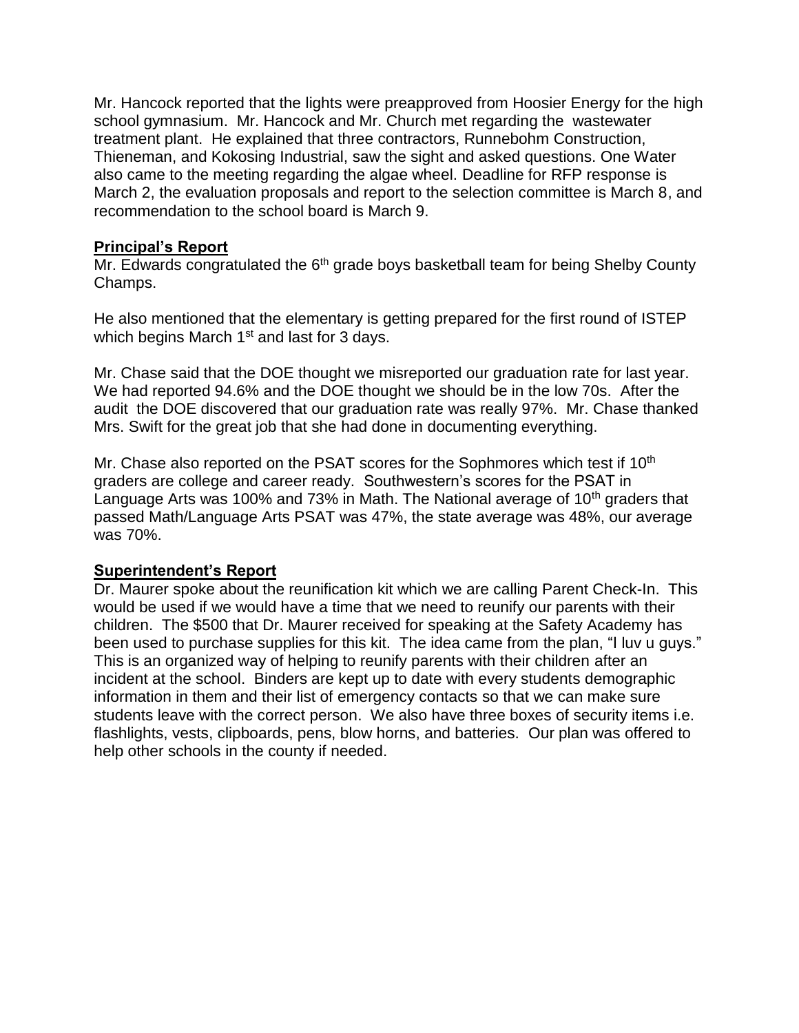Mr. Hancock reported that the lights were preapproved from Hoosier Energy for the high school gymnasium. Mr. Hancock and Mr. Church met regarding the wastewater treatment plant. He explained that three contractors, Runnebohm Construction, Thieneman, and Kokosing Industrial, saw the sight and asked questions. One Water also came to the meeting regarding the algae wheel. Deadline for RFP response is March 2, the evaluation proposals and report to the selection committee is March 8, and recommendation to the school board is March 9.

## **Principal's Report**

Mr. Edwards congratulated the 6th grade boys basketball team for being Shelby County Champs.

He also mentioned that the elementary is getting prepared for the first round of ISTEP which begins March 1st and last for 3 days.

Mr. Chase said that the DOE thought we misreported our graduation rate for last year. We had reported 94.6% and the DOE thought we should be in the low 70s. After the audit the DOE discovered that our graduation rate was really 97%. Mr. Chase thanked Mrs. Swift for the great job that she had done in documenting everything.

Mr. Chase also reported on the PSAT scores for the Sophmores which test if 10th graders are college and career ready. Southwestern's scores for the PSAT in Language Arts was 100% and 73% in Math. The National average of 10th graders that passed Math/Language Arts PSAT was 47%, the state average was 48%, our average was 70%.

## **Superintendent's Report**

Dr. Maurer spoke about the reunification kit which we are calling Parent Check-In. This would be used if we would have a time that we need to reunify our parents with their children. The $500 that Dr. Maurer received for speaking at the Safety Academy has been used to purchase supplies for this kit. The idea came from the plan, "I luv u guys." This is an organized way of helping to reunify parents with their children after an incident at the school. Binders are kept up to date with every students demographic information in them and their list of emergency contacts so that we can make sure students leave with the correct person. We also have three boxes of security items i.e. flashlights, vests, clipboards, pens, blow horns, and batteries. Our plan was offered to help other schools in the county if needed.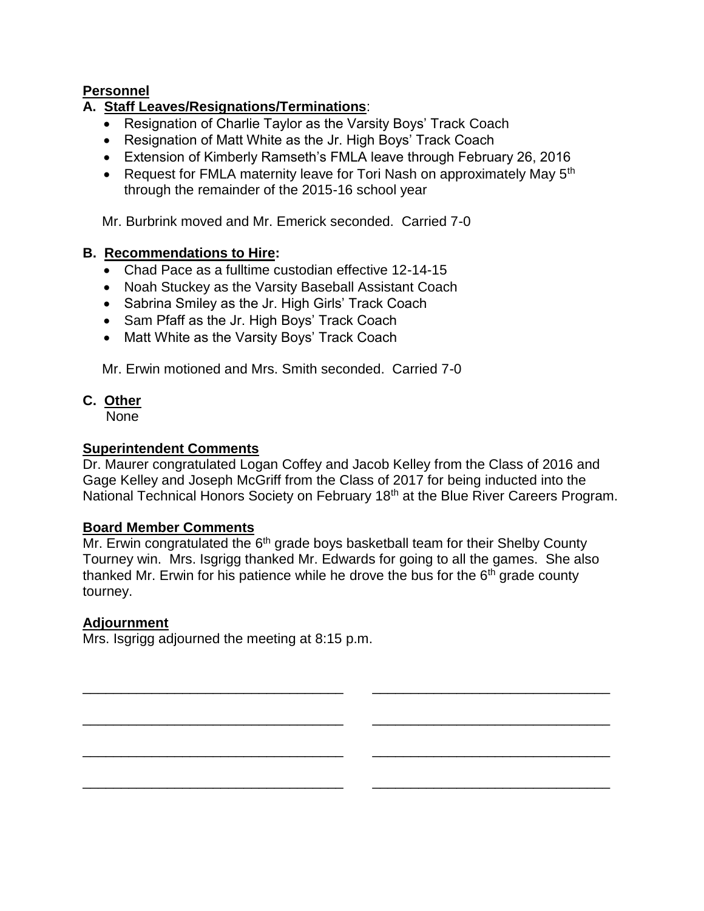**Personnel**

**A. Staff Leaves/Resignations/Terminations**:

- Resignation of Charlie Taylor as the Varsity Boys' Track Coach
- Resignation of Matt White as the Jr. High Boys' Track Coach
- Extension of Kimberly Ramseth's FMLA leave through February 26, 2016
- Request for FMLA maternity leave for Tori Nash on approximately May 5th through the remainder of the 2015-16 school year

Mr. Burbrink moved and Mr. Emerick seconded. Carried 7-0

**B. Recommendations to Hire:**

- Chad Pace as a fulltime custodian effective 12-14-15
- Noah Stuckey as the Varsity Baseball Assistant Coach
- Sabrina Smiley as the Jr. High Girls' Track Coach
- Sam Pfaff as the Jr. High Boys' Track Coach
- Matt White as the Varsity Boys' Track Coach

Mr. Erwin motioned and Mrs. Smith seconded. Carried 7-0

**C. Other**

None

**Superintendent Comments**

Dr. Maurer congratulated Logan Coffey and Jacob Kelley from the Class of 2016 and Gage Kelley and Joseph McGriff from the Class of 2017 for being inducted into the National Technical Honors Society on February 18th at the Blue River Careers Program.

**Board Member Comments**

Mr. Erwin congratulated the 6th grade boys basketball team for their Shelby County Tourney win. Mrs. Isgrigg thanked Mr. Edwards for going to all the games. She also thanked Mr. Erwin for his patience while he drove the bus for the 6th grade county tourney.

**Adjournment**

Mrs. Isgrigg adjourned the meeting at 8:15 p.m.

\_\_\_\_\_\_\_\_\_\_\_\_\_\_\_\_\_\_\_\_\_\_\_\_\_\_\_\_\_\_\_\_\_\_ \_\_\_\_\_\_\_\_\_\_\_\_\_\_\_\_\_\_\_\_\_\_\_\_\_\_\_\_\_\_\_\_\_\_

\_\_\_\_\_\_\_\_\_\_\_\_\_\_\_\_\_\_\_\_\_\_\_\_\_\_\_\_\_\_\_\_\_\_ \_\_\_\_\_\_\_\_\_\_\_\_\_\_\_\_\_\_\_\_\_\_\_\_\_\_\_\_\_\_\_\_\_\_

\_\_\_\_\_\_\_\_\_\_\_\_\_\_\_\_\_\_\_\_\_\_\_\_\_\_\_\_\_\_\_\_\_\_ \_\_\_\_\_\_\_\_\_\_\_\_\_\_\_\_\_\_\_\_\_\_\_\_\_\_\_\_\_\_\_\_\_\_

\_\_\_\_\_\_\_\_\_\_\_\_\_\_\_\_\_\_\_\_\_\_\_\_\_\_\_\_\_\_\_\_\_\_ \_\_\_\_\_\_\_\_\_\_\_\_\_\_\_\_\_\_\_\_\_\_\_\_\_\_\_\_\_\_\_\_\_\_